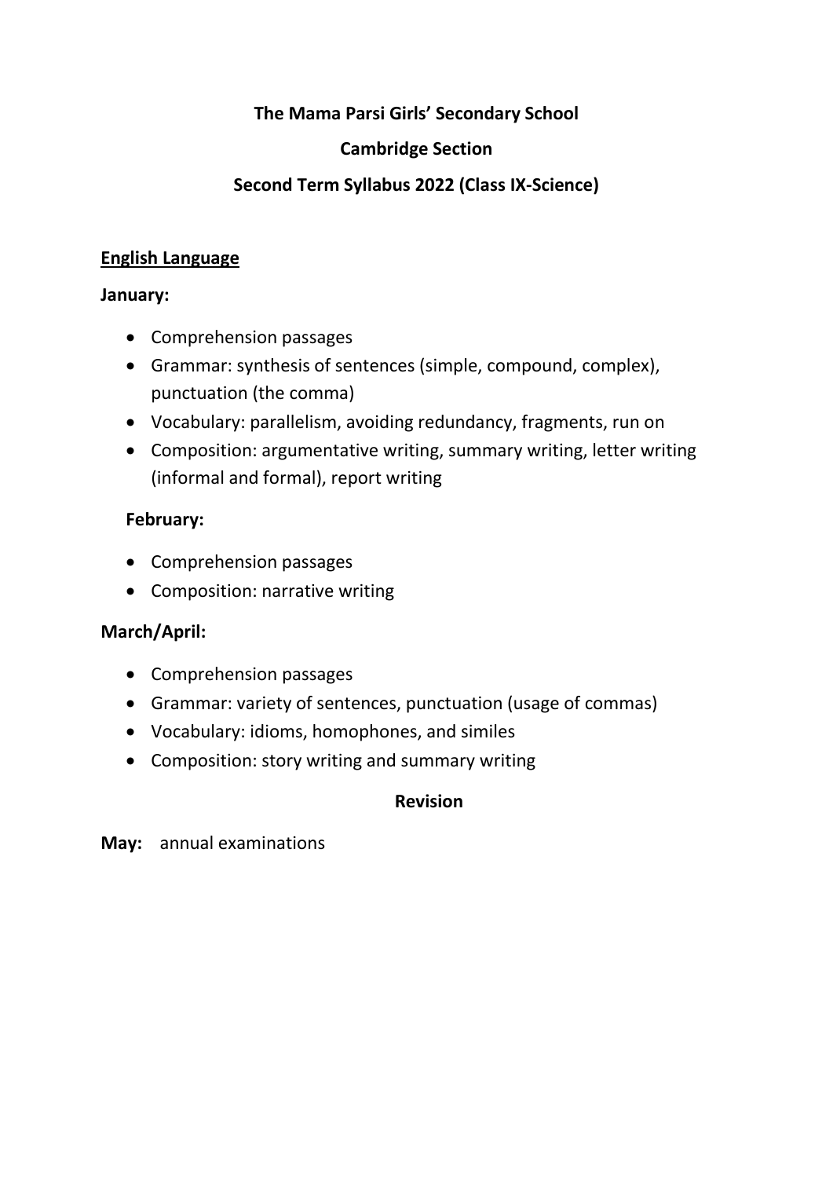**The Mama Parsi Girls' Secondary School**

**Cambridge Section**

**Second Term Syllabus 2022 (Class IX-Science)**

## English Language

**January:**

- Comprehension passages
- Grammar: synthesis of sentences (simple, compound, complex), punctuation (the comma)
- Vocabulary: parallelism, avoiding redundancy, fragments, run on
- Composition: argumentative writing, summary writing, letter writing (informal and formal), report writing

**February:**

- Comprehension passages
- Composition: narrative writing

**March/April:**

- Comprehension passages
- Grammar: variety of sentences, punctuation (usage of commas)
- Vocabulary: idioms, homophones, and similes
- Composition: story writing and summary writing

**Revision**

**May:** annual examinations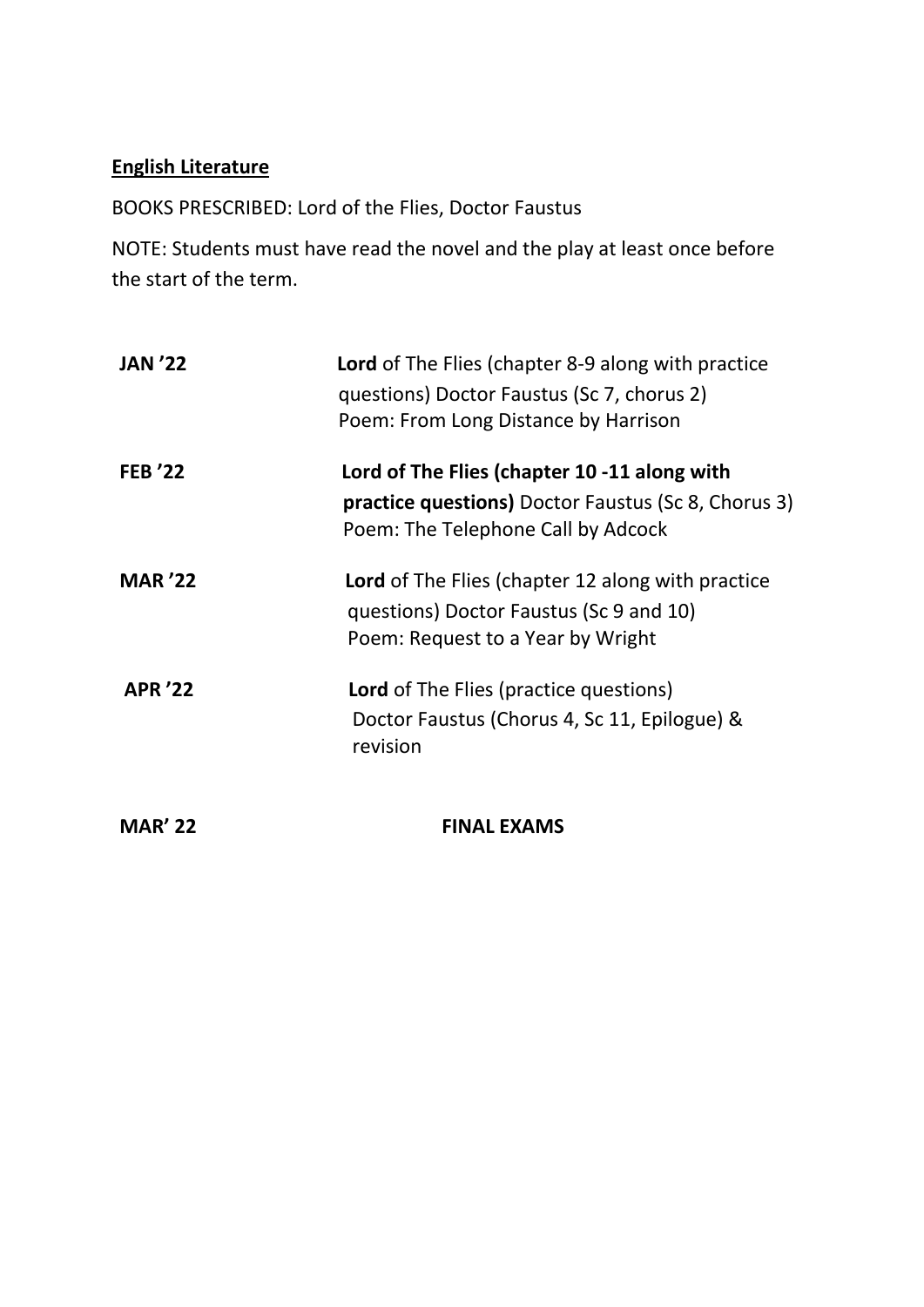**<u>English Literature</u>**

BOOKS PRESCRIBED: Lord of the Flies, Doctor Faustus

NOTE: Students must have read the novel and the play at least once before the start of the term.

| | |
|---|---|
| **JAN '22** | **Lord** of The Flies (chapter 8-9 along with practice questions) Doctor Faustus (Sc 7, chorus 2) Poem: From Long Distance by Harrison |
| **FEB '22** | **Lord of The Flies (chapter 10 -11 along with practice questions)** Doctor Faustus (Sc 8, Chorus 3) Poem: The Telephone Call by Adcock |
| **MAR '22** | **Lord** of The Flies (chapter 12 along with practice questions) Doctor Faustus (Sc 9 and 10) Poem: Request to a Year by Wright |
| **APR '22** | **Lord** of The Flies (practice questions) Doctor Faustus (Chorus 4, Sc 11, Epilogue) & revision |
| **MAR' 22** | **FINAL EXAMS** |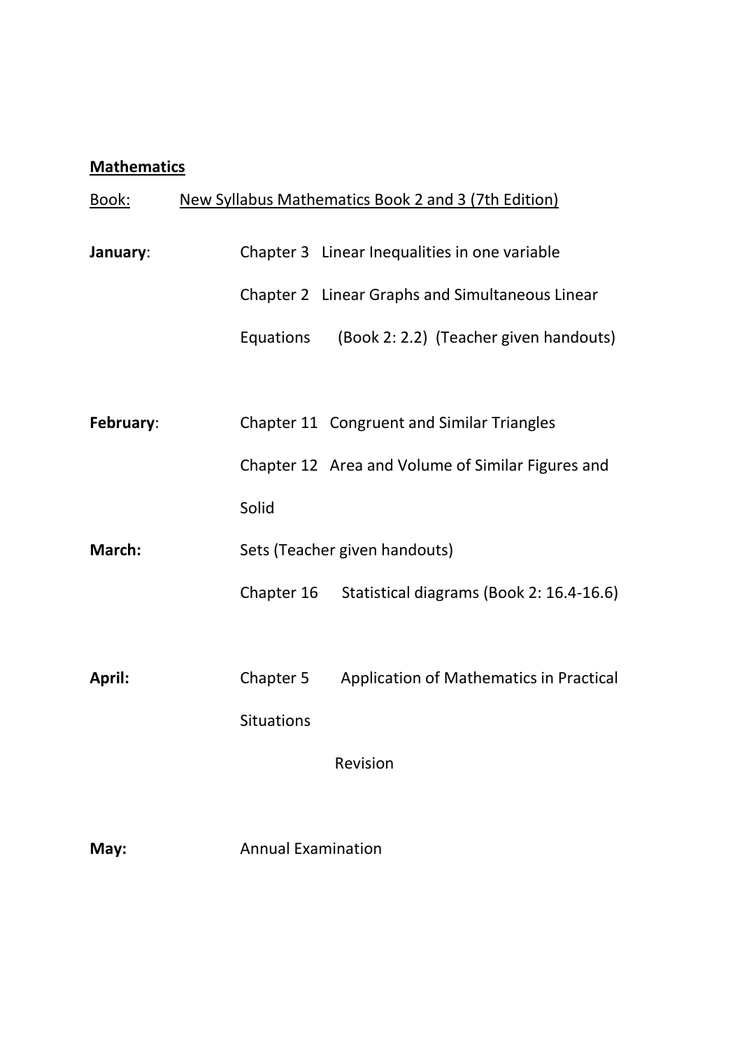**<u>Mathematics</u>**

<u>Book:</u> <u>New Syllabus Mathematics Book 2 and 3 (7th Edition)</u>

**January**:

Chapter 3 Linear Inequalities in one variable

Chapter 2 Linear Graphs and Simultaneous Linear Equations (Book 2: 2.2) (Teacher given handouts)

**February**:

Chapter 11 Congruent and Similar Triangles

Chapter 12 Area and Volume of Similar Figures and Solid

**March:**

Sets (Teacher given handouts)

Chapter 16 Statistical diagrams (Book 2: 16.4-16.6)

**April:**

Chapter 5 Application of Mathematics in Practical Situations

Revision

**May:**

Annual Examination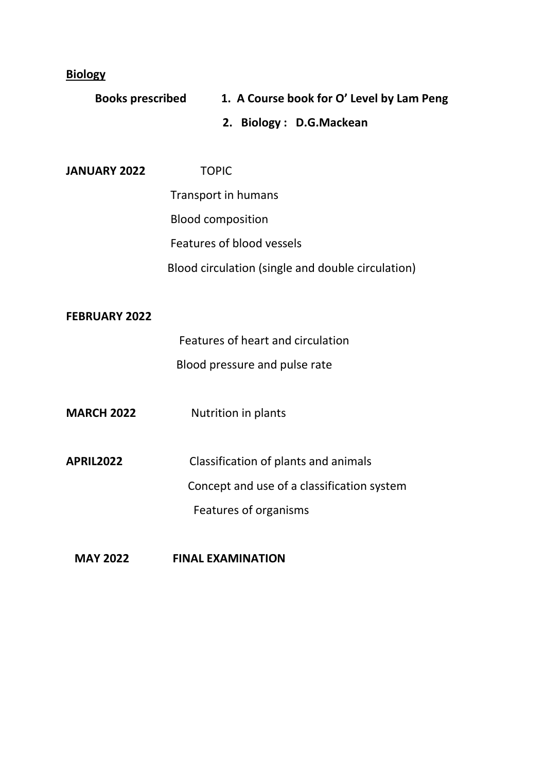**Biology**

**Books prescribed**

1. **A Course book for O' Level by Lam Peng**
2. **Biology : D.G.Mackean**

**JANUARY 2022** TOPIC

- Transport in humans
- Blood composition
- Features of blood vessels
- Blood circulation (single and double circulation)

**FEBRUARY 2022**

- Features of heart and circulation
- Blood pressure and pulse rate

**MARCH 2022** Nutrition in plants

**APRIL2022**

- Classification of plants and animals
- Concept and use of a classification system
- Features of organisms

**MAY 2022** **FINAL EXAMINATION**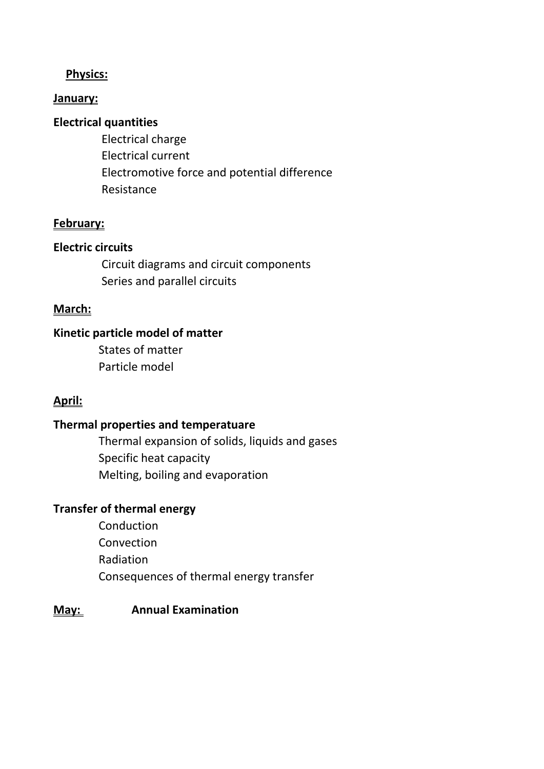**Physics:**

**January:**

**Electrical quantities**

- Electrical charge
- Electrical current
- Electromotive force and potential difference
- Resistance

**February:**

**Electric circuits**

- Circuit diagrams and circuit components
- Series and parallel circuits

**March:**

**Kinetic particle model of matter**

- States of matter
- Particle model

**April:**

**Thermal properties and temperatuare**

- Thermal expansion of solids, liquids and gases
- Specific heat capacity
- Melting, boiling and evaporation

**Transfer of thermal energy**

- Conduction
- Convection
- Radiation
- Consequences of thermal energy transfer

**May:** **Annual Examination**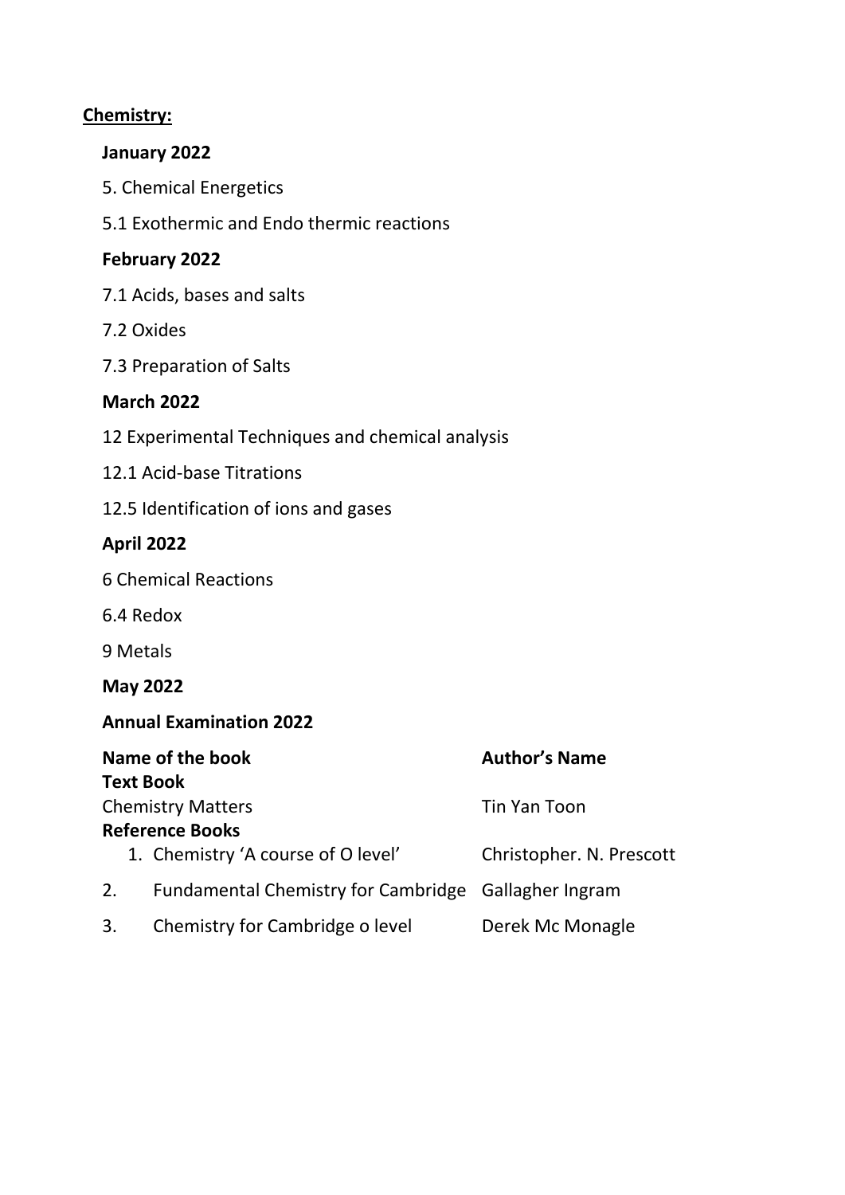**<u>Chemistry:</u>**

**January 2022**

5. Chemical Energetics

5.1 Exothermic and Endo thermic reactions

**February 2022**

7.1 Acids, bases and salts

7.2 Oxides

7.3 Preparation of Salts

**March 2022**

12 Experimental Techniques and chemical analysis

12.1 Acid-base Titrations

12.5 Identification of ions and gases

**April 2022**

6 Chemical Reactions

6.4 Redox

9 Metals

**May 2022**

**Annual Examination 2022**

| **Name of the book** | **Author's Name** |
|---|---|
| **Text Book** | |
| Chemistry Matters | Tin Yan Toon |
| **Reference Books** | |
| 1. Chemistry 'A course of O level' | Christopher. N. Prescott |
| 2. Fundamental Chemistry for Cambridge | Gallagher Ingram |
| 3. Chemistry for Cambridge o level | Derek Mc Monagle |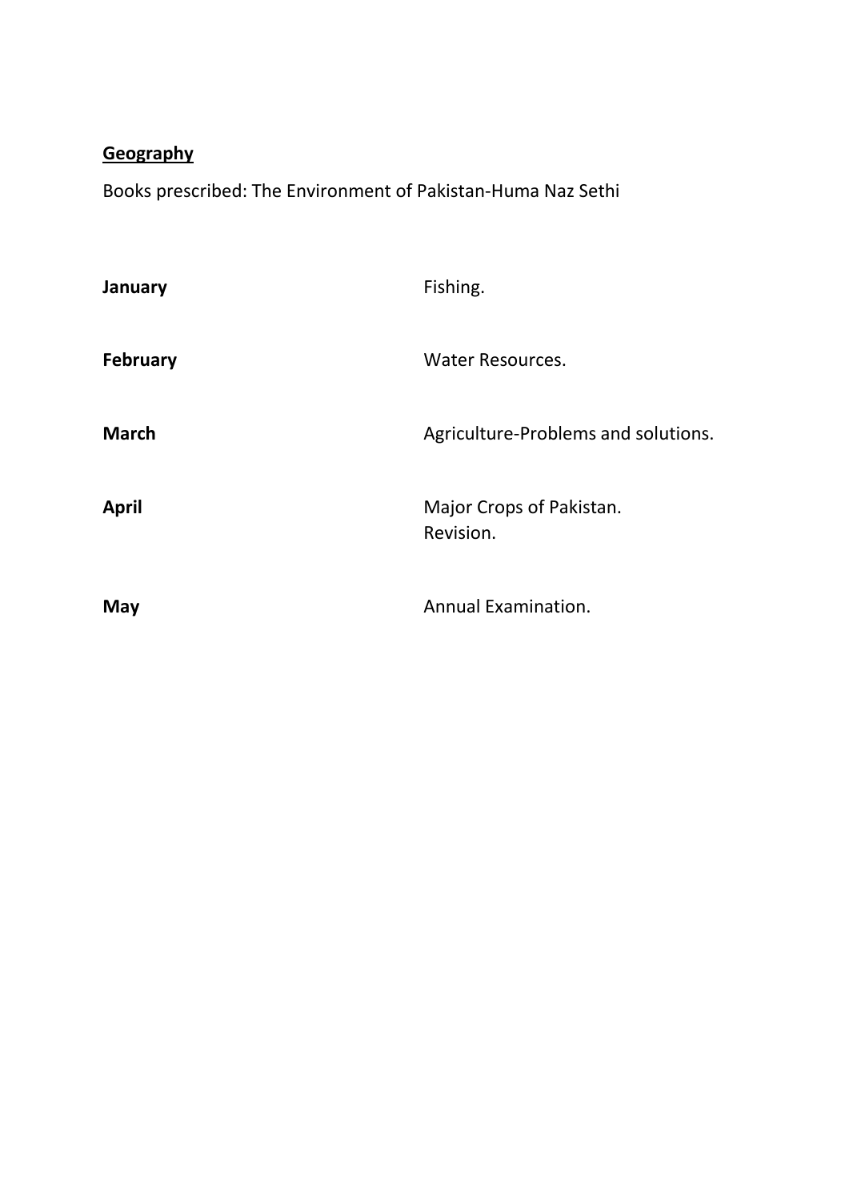**<u>Geography</u>**

Books prescribed: The Environment of Pakistan-Huma Naz Sethi

| | |
|---|---|
| **January** | Fishing. |
| **February** | Water Resources. |
| **March** | Agriculture-Problems and solutions. |
| **April** | Major Crops of Pakistan.<br>Revision. |
| **May** | Annual Examination. |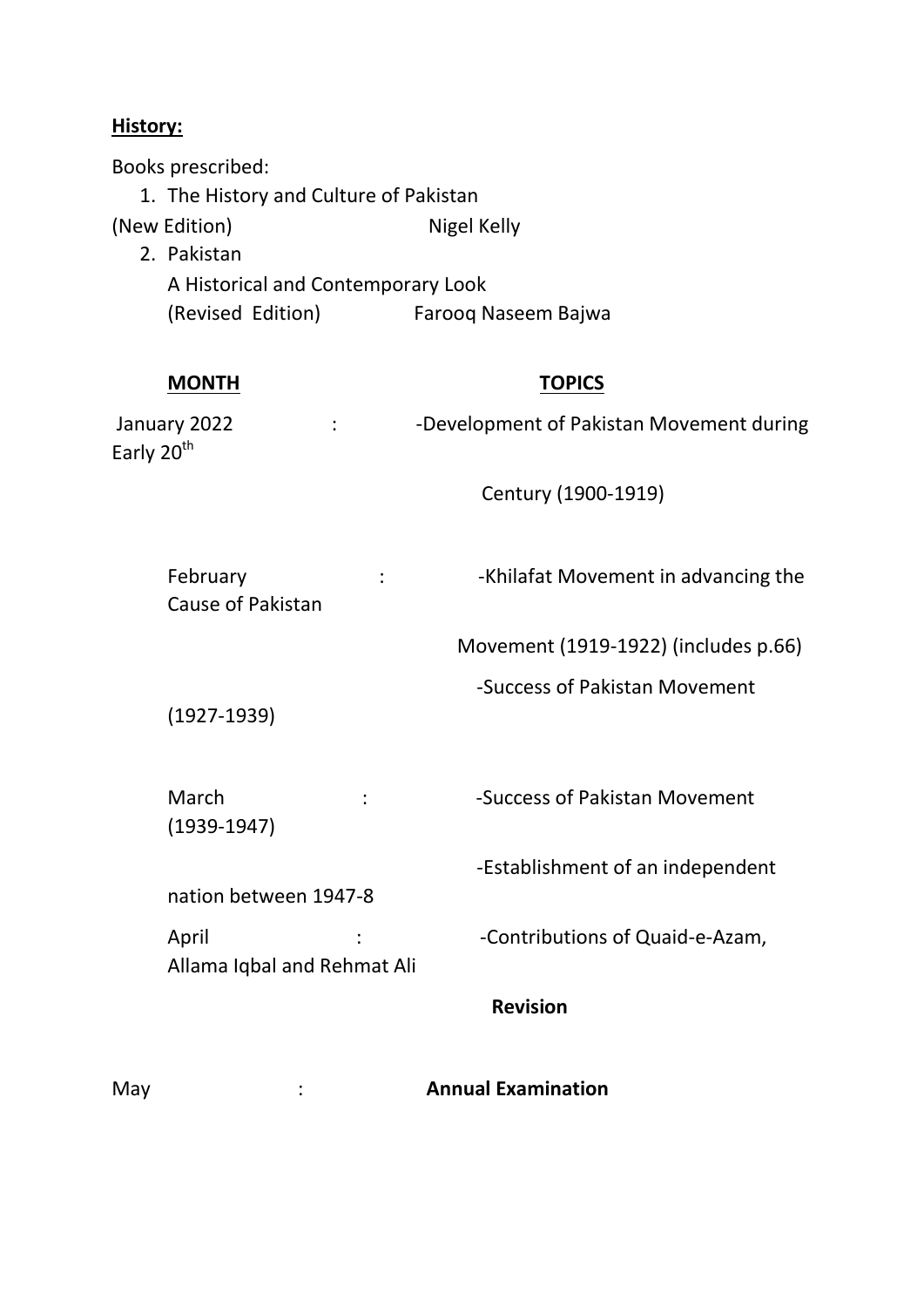**History:**

Books prescribed:

1. The History and Culture of Pakistan (New Edition) — Nigel Kelly
2. Pakistan A Historical and Contemporary Look (Revised Edition) — Farooq Naseem Bajwa

| **MONTH** | **TOPICS** |
|---|---|
| January 2022 | -Development of Pakistan Movement during Early 20th Century (1900-1919) |
| February | -Khilafat Movement in advancing the Cause of Pakistan Movement (1919-1922) (includes p.66) |
| | -Success of Pakistan Movement (1927-1939) |
| March | -Success of Pakistan Movement (1939-1947) |
| | -Establishment of an independent nation between 1947-8 |
| April | -Contributions of Quaid-e-Azam, Allama Iqbal and Rehmat Ali |
| | **Revision** |
| May | **Annual Examination** |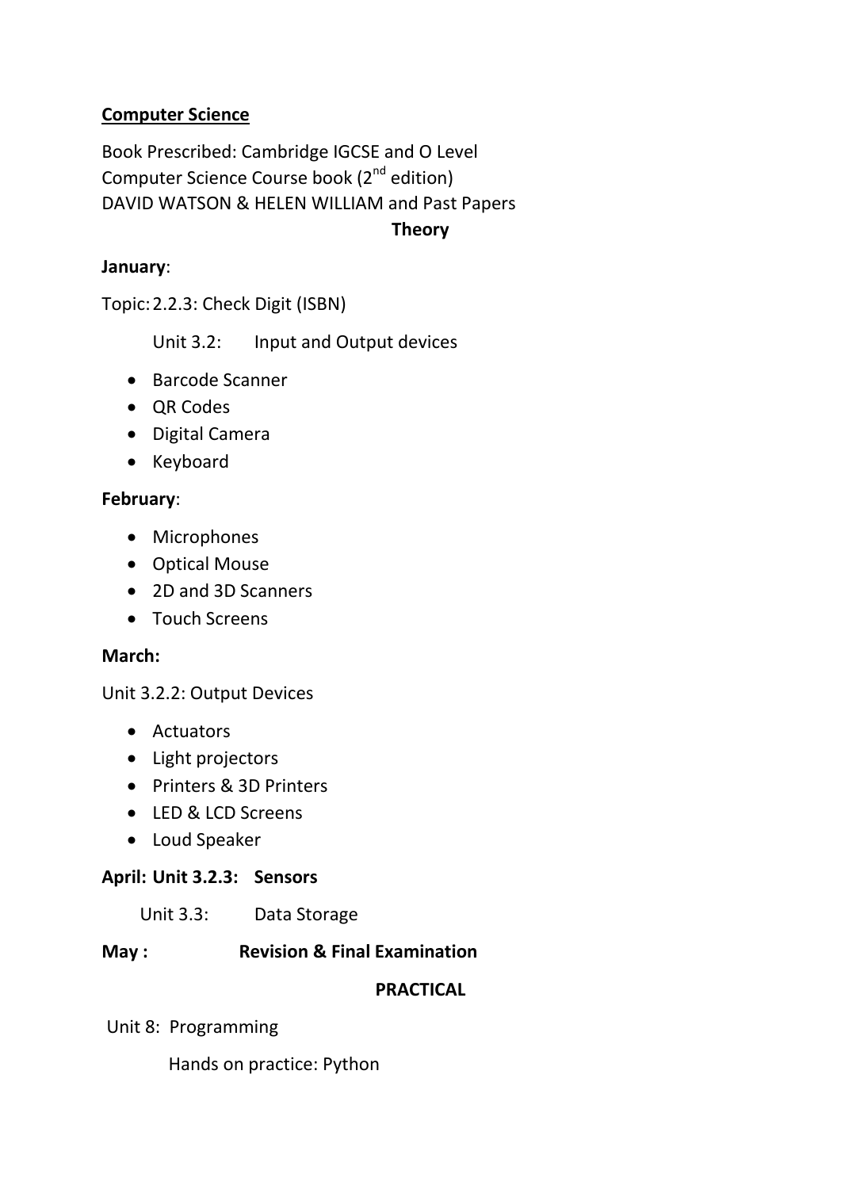**Computer Science**

Book Prescribed: Cambridge IGCSE and O Level Computer Science Course book (2nd edition) DAVID WATSON & HELEN WILLIAM and Past Papers

**Theory**

**January**:

Topic: 2.2.3: Check Digit (ISBN)

Unit 3.2: Input and Output devices

- Barcode Scanner
- QR Codes
- Digital Camera
- Keyboard

**February**:

- Microphones
- Optical Mouse
- 2D and 3D Scanners
- Touch Screens

**March:**

Unit 3.2.2: Output Devices

- Actuators
- Light projectors
- Printers & 3D Printers
- LED & LCD Screens
- Loud Speaker

**April: Unit 3.2.3: Sensors**

Unit 3.3: Data Storage

**May : Revision & Final Examination**

**PRACTICAL**

Unit 8: Programming

Hands on practice: Python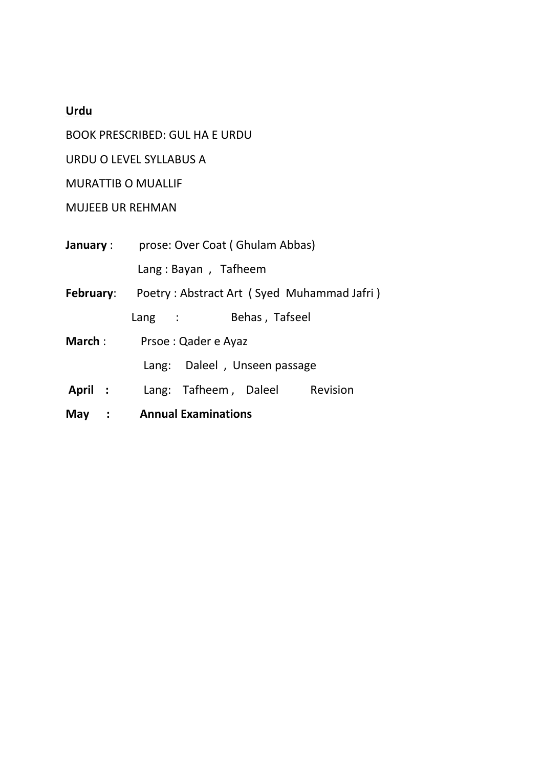**<u>Urdu</u>**

BOOK PRESCRIBED: GUL HA E URDU

URDU O LEVEL SYLLABUS A

MURATTIB O MUALLIF

MUJEEB UR REHMAN

**January** : prose: Over Coat ( Ghulam Abbas)

Lang : Bayan , Tafheem

**February**: Poetry : Abstract Art ( Syed Muhammad Jafri )

Lang : Behas , Tafseel

**March** : Prsoe : Qader e Ayaz

Lang: Daleel , Unseen passage

**April :** Lang: Tafheem , Daleel Revision

**May : Annual Examinations**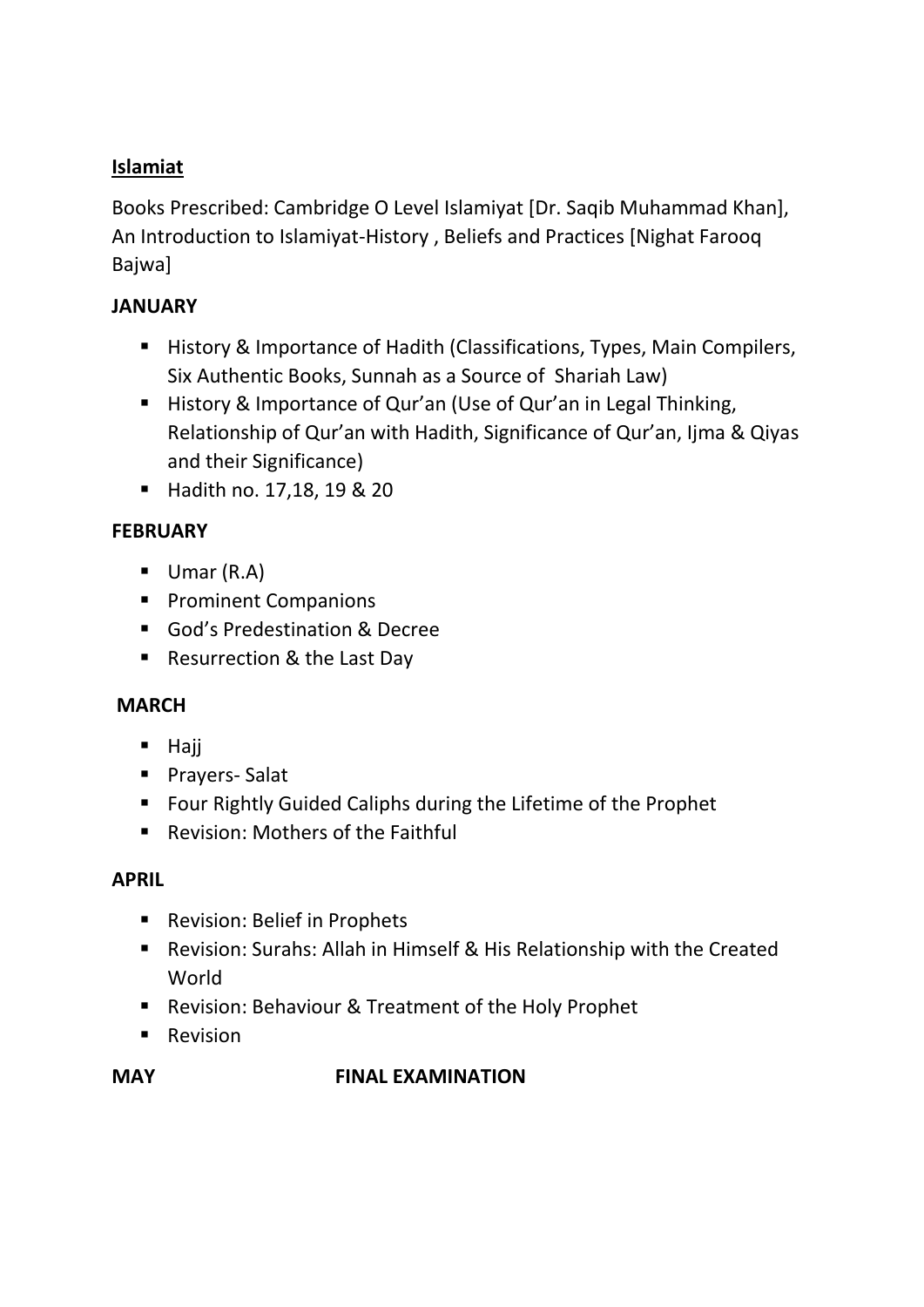## Islamiat

Books Prescribed: Cambridge O Level Islamiyat [Dr. Saqib Muhammad Khan], An Introduction to Islamiyat-History , Beliefs and Practices [Nighat Farooq Bajwa]

**JANUARY**

- History & Importance of Hadith (Classifications, Types, Main Compilers, Six Authentic Books, Sunnah as a Source of Shariah Law)
- History & Importance of Qur'an (Use of Qur'an in Legal Thinking, Relationship of Qur'an with Hadith, Significance of Qur'an, Ijma & Qiyas and their Significance)
- Hadith no. 17,18, 19 & 20

**FEBRUARY**

- Umar (R.A)
- Prominent Companions
- God's Predestination & Decree
- Resurrection & the Last Day

**MARCH**

- Hajj
- Prayers- Salat
- Four Rightly Guided Caliphs during the Lifetime of the Prophet
- Revision: Mothers of the Faithful

**APRIL**

- Revision: Belief in Prophets
- Revision: Surahs: Allah in Himself & His Relationship with the Created World
- Revision: Behaviour & Treatment of the Holy Prophet
- Revision

**MAY** **FINAL EXAMINATION**